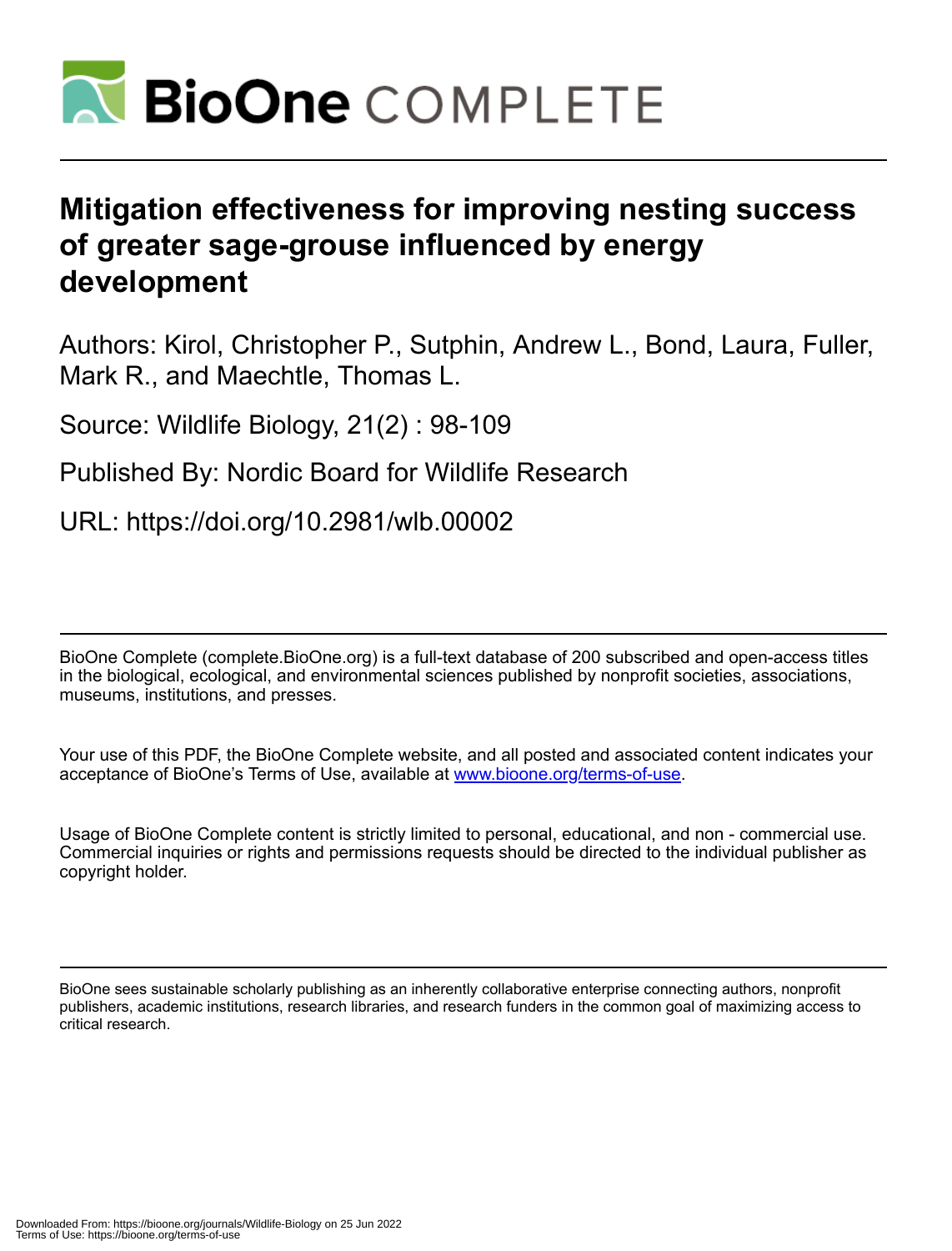# Mitigation effectiveness for improving nesting success of greater sage-grouse influenced by energy development

Authors: Kirol, Christopher P., Sutphin, Andrew L., Bond, Laura, Fuller, Mark R., and Maechtle, Thomas L.

Source: Wildlife Biology, 21(2) : 98-109

Published By: Nordic Board for Wildlife Research

URL: https://doi.org/10.2981/wlb.00002

---

BioOne Complete (complete.BioOne.org) is a full-text database of 200 subscribed and open-access titles in the biological, ecological, and environmental sciences published by nonprofit societies, associations, museums, institutions, and presses.

Your use of this PDF, the BioOne Complete website, and all posted and associated content indicates your acceptance of BioOne's Terms of Use, available at www.bioone.org/terms-of-use.

Usage of BioOne Complete content is strictly limited to personal, educational, and non - commercial use. Commercial inquiries or rights and permissions requests should be directed to the individual publisher as copyright holder.

---

BioOne sees sustainable scholarly publishing as an inherently collaborative enterprise connecting authors, nonprofit publishers, academic institutions, research libraries, and research funders in the common goal of maximizing access to critical research.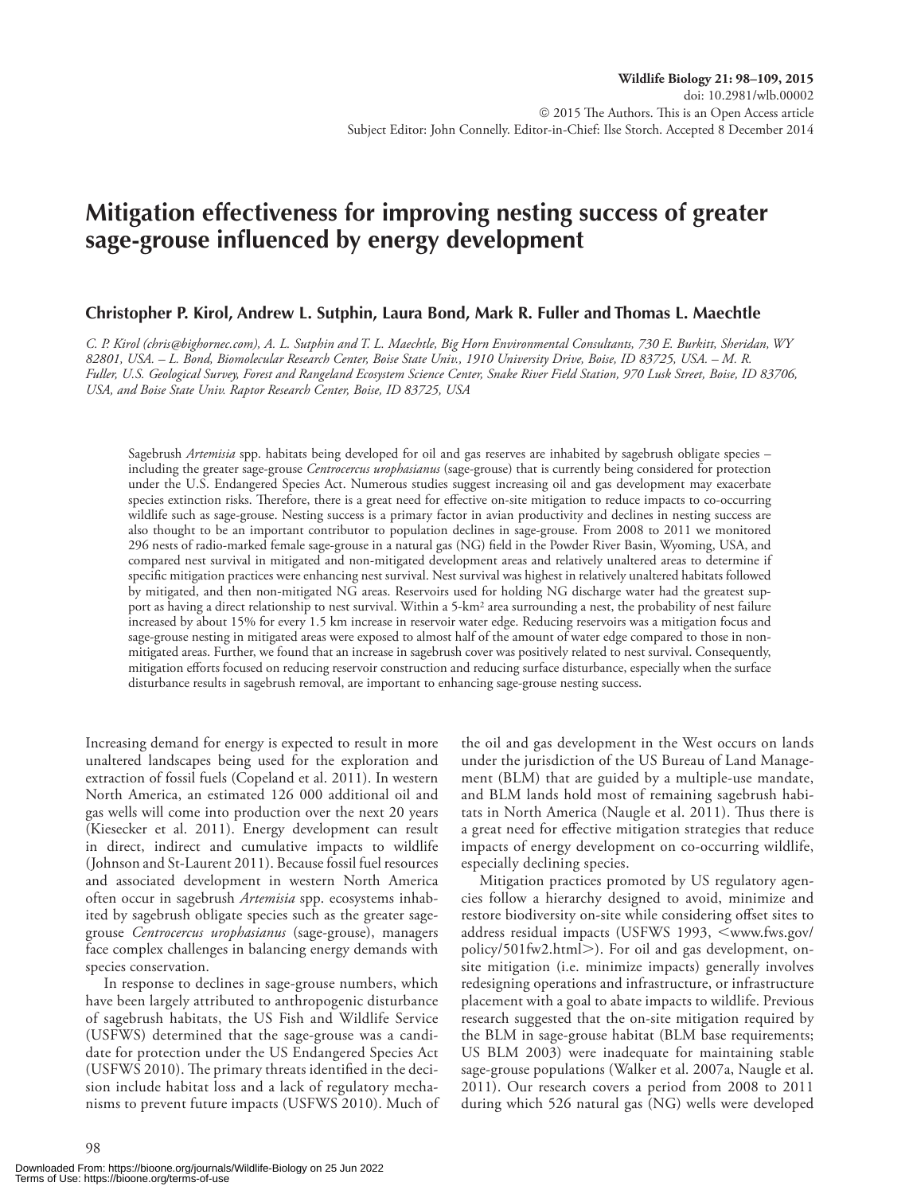# Mitigation effectiveness for improving nesting success of greater sage-grouse influenced by energy development

**Christopher P. Kirol, Andrew L. Sutphin, Laura Bond, Mark R. Fuller and Thomas L. Maechtle**

*C. P. Kirol (chris@bighornec.com), A. L. Sutphin and T. L. Maechtle, Big Horn Environmental Consultants, 730 E. Burkitt, Sheridan, WY 82801, USA. – L. Bond, Biomolecular Research Center, Boise State Univ., 1910 University Drive, Boise, ID 83725, USA. – M. R. Fuller, U.S. Geological Survey, Forest and Rangeland Ecosystem Science Center, Snake River Field Station, 970 Lusk Street, Boise, ID 83706, USA, and Boise State Univ. Raptor Research Center, Boise, ID 83725, USA*

Sagebrush *Artemisia* spp. habitats being developed for oil and gas reserves are inhabited by sagebrush obligate species – including the greater sage-grouse *Centrocercus urophasianus* (sage-grouse) that is currently being considered for protection under the U.S. Endangered Species Act. Numerous studies suggest increasing oil and gas development may exacerbate species extinction risks. Therefore, there is a great need for effective on-site mitigation to reduce impacts to co-occurring wildlife such as sage-grouse. Nesting success is a primary factor in avian productivity and declines in nesting success are also thought to be an important contributor to population declines in sage-grouse. From 2008 to 2011 we monitored 296 nests of radio-marked female sage-grouse in a natural gas (NG) field in the Powder River Basin, Wyoming, USA, and compared nest survival in mitigated and non-mitigated development areas and relatively unaltered areas to determine if specific mitigation practices were enhancing nest survival. Nest survival was highest in relatively unaltered habitats followed by mitigated, and then non-mitigated NG areas. Reservoirs used for holding NG discharge water had the greatest support as having a direct relationship to nest survival. Within a 5-km$^2$ area surrounding a nest, the probability of nest failure increased by about 15% for every 1.5 km increase in reservoir water edge. Reducing reservoirs was a mitigation focus and sage-grouse nesting in mitigated areas were exposed to almost half of the amount of water edge compared to those in non-mitigated areas. Further, we found that an increase in sagebrush cover was positively related to nest survival. Consequently, mitigation efforts focused on reducing reservoir construction and reducing surface disturbance, especially when the surface disturbance results in sagebrush removal, are important to enhancing sage-grouse nesting success.

Increasing demand for energy is expected to result in more unaltered landscapes being used for the exploration and extraction of fossil fuels (Copeland et al. 2011). In western North America, an estimated 126 000 additional oil and gas wells will come into production over the next 20 years (Kiesecker et al. 2011). Energy development can result in direct, indirect and cumulative impacts to wildlife (Johnson and St-Laurent 2011). Because fossil fuel resources and associated development in western North America often occur in sagebrush *Artemisia* spp. ecosystems inhabited by sagebrush obligate species such as the greater sage-grouse *Centrocercus urophasianus* (sage-grouse), managers face complex challenges in balancing energy demands with species conservation.

In response to declines in sage-grouse numbers, which have been largely attributed to anthropogenic disturbance of sagebrush habitats, the US Fish and Wildlife Service (USFWS) determined that the sage-grouse was a candidate for protection under the US Endangered Species Act (USFWS 2010). The primary threats identified in the decision include habitat loss and a lack of regulatory mechanisms to prevent future impacts (USFWS 2010). Much of the oil and gas development in the West occurs on lands under the jurisdiction of the US Bureau of Land Management (BLM) that are guided by a multiple-use mandate, and BLM lands hold most of remaining sagebrush habitats in North America (Naugle et al. 2011). Thus there is a great need for effective mitigation strategies that reduce impacts of energy development on co-occurring wildlife, especially declining species.

Mitigation practices promoted by US regulatory agencies follow a hierarchy designed to avoid, minimize and restore biodiversity on-site while considering offset sites to address residual impacts (USFWS 1993, <www.fws.gov/policy/501fw2.html>). For oil and gas development, on-site mitigation (i.e. minimize impacts) generally involves redesigning operations and infrastructure, or infrastructure placement with a goal to abate impacts to wildlife. Previous research suggested that the on-site mitigation required by the BLM in sage-grouse habitat (BLM base requirements; US BLM 2003) were inadequate for maintaining stable sage-grouse populations (Walker et al. 2007a, Naugle et al. 2011). Our research covers a period from 2008 to 2011 during which 526 natural gas (NG) wells were developed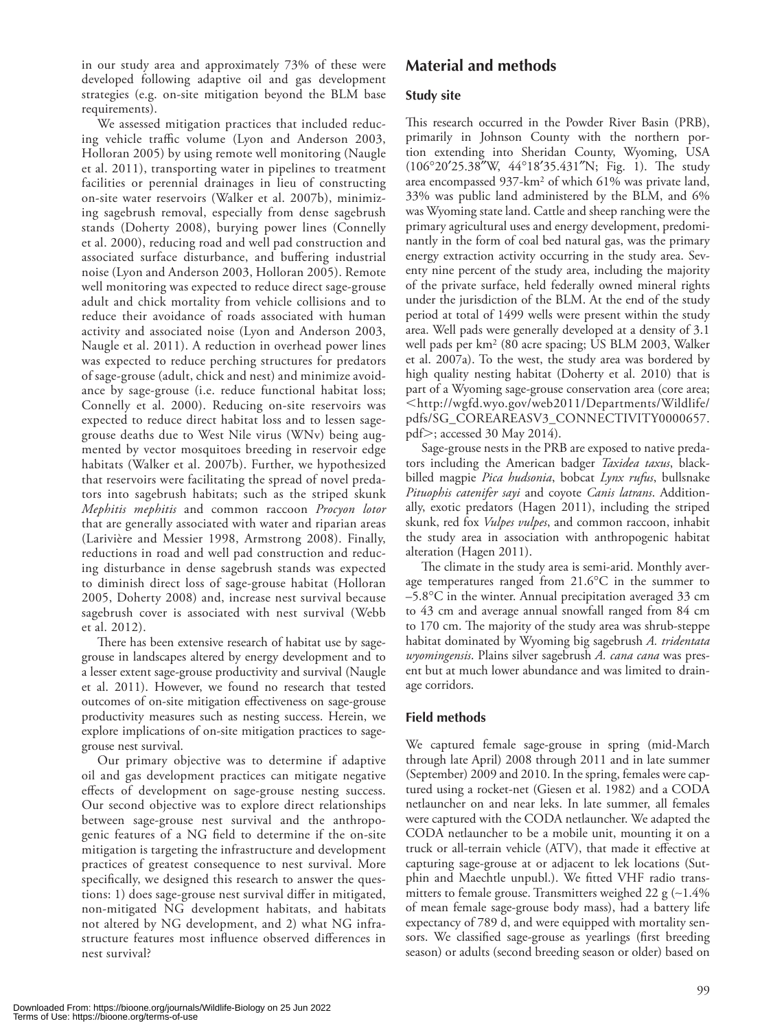in our study area and approximately 73% of these were developed following adaptive oil and gas development strategies (e.g. on-site mitigation beyond the BLM base requirements).

We assessed mitigation practices that included reducing vehicle traffic volume (Lyon and Anderson 2003, Holloran 2005) by using remote well monitoring (Naugle et al. 2011), transporting water in pipelines to treatment facilities or perennial drainages in lieu of constructing on-site water reservoirs (Walker et al. 2007b), minimizing sagebrush removal, especially from dense sagebrush stands (Doherty 2008), burying power lines (Connelly et al. 2000), reducing road and well pad construction and associated surface disturbance, and buffering industrial noise (Lyon and Anderson 2003, Holloran 2005). Remote well monitoring was expected to reduce direct sage-grouse adult and chick mortality from vehicle collisions and to reduce their avoidance of roads associated with human activity and associated noise (Lyon and Anderson 2003, Naugle et al. 2011). A reduction in overhead power lines was expected to reduce perching structures for predators of sage-grouse (adult, chick and nest) and minimize avoidance by sage-grouse (i.e. reduce functional habitat loss; Connelly et al. 2000). Reducing on-site reservoirs was expected to reduce direct habitat loss and to lessen sage-grouse deaths due to West Nile virus (WNv) being augmented by vector mosquitoes breeding in reservoir edge habitats (Walker et al. 2007b). Further, we hypothesized that reservoirs were facilitating the spread of novel predators into sagebrush habitats; such as the striped skunk *Mephitis mephitis* and common raccoon *Procyon lotor* that are generally associated with water and riparian areas (Larivière and Messier 1998, Armstrong 2008). Finally, reductions in road and well pad construction and reducing disturbance in dense sagebrush stands was expected to diminish direct loss of sage-grouse habitat (Holloran 2005, Doherty 2008) and, increase nest survival because sagebrush cover is associated with nest survival (Webb et al. 2012).

There has been extensive research of habitat use by sage-grouse in landscapes altered by energy development and to a lesser extent sage-grouse productivity and survival (Naugle et al. 2011). However, we found no research that tested outcomes of on-site mitigation effectiveness on sage-grouse productivity measures such as nesting success. Herein, we explore implications of on-site mitigation practices to sage-grouse nest survival.

Our primary objective was to determine if adaptive oil and gas development practices can mitigate negative effects of development on sage-grouse nesting success. Our second objective was to explore direct relationships between sage-grouse nest survival and the anthropogenic features of a NG field to determine if the on-site mitigation is targeting the infrastructure and development practices of greatest consequence to nest survival. More specifically, we designed this research to answer the questions: 1) does sage-grouse nest survival differ in mitigated, non-mitigated NG development habitats, and habitats not altered by NG development, and 2) what NG infrastructure features most influence observed differences in nest survival?

## Material and methods

### Study site

This research occurred in the Powder River Basin (PRB), primarily in Johnson County with the northern portion extending into Sheridan County, Wyoming, USA (106°20′25.38″W, 44°18′35.431″N; Fig. 1). The study area encompassed 937-km² of which 61% was private land, 33% was public land administered by the BLM, and 6% was Wyoming state land. Cattle and sheep ranching were the primary agricultural uses and energy development, predominantly in the form of coal bed natural gas, was the primary energy extraction activity occurring in the study area. Seventy nine percent of the study area, including the majority of the private surface, held federally owned mineral rights under the jurisdiction of the BLM. At the end of the study period at total of 1499 wells were present within the study area. Well pads were generally developed at a density of 3.1 well pads per km² (80 acre spacing; US BLM 2003, Walker et al. 2007a). To the west, the study area was bordered by high quality nesting habitat (Doherty et al. 2010) that is part of a Wyoming sage-grouse conservation area (core area; <http://wgfd.wyo.gov/web2011/Departments/Wildlife/pdfs/SG_COREAREASV3_CONNECTIVITY0000657.pdf>; accessed 30 May 2014).

Sage-grouse nests in the PRB are exposed to native predators including the American badger *Taxidea taxus*, black-billed magpie *Pica hudsonia*, bobcat *Lynx rufus*, bullsnake *Pituophis catenifer sayi* and coyote *Canis latrans*. Additionally, exotic predators (Hagen 2011), including the striped skunk, red fox *Vulpes vulpes*, and common raccoon, inhabit the study area in association with anthropogenic habitat alteration (Hagen 2011).

The climate in the study area is semi-arid. Monthly average temperatures ranged from 21.6°C in the summer to –5.8°C in the winter. Annual precipitation averaged 33 cm to 43 cm and average annual snowfall ranged from 84 cm to 170 cm. The majority of the study area was shrub-steppe habitat dominated by Wyoming big sagebrush *A. tridentata wyomingensis*. Plains silver sagebrush *A. cana cana* was present but at much lower abundance and was limited to drainage corridors.

### Field methods

We captured female sage-grouse in spring (mid-March through late April) 2008 through 2011 and in late summer (September) 2009 and 2010. In the spring, females were captured using a rocket-net (Giesen et al. 1982) and a CODA netlauncher on and near leks. In late summer, all females were captured with the CODA netlauncher. We adapted the CODA netlauncher to be a mobile unit, mounting it on a truck or all-terrain vehicle (ATV), that made it effective at capturing sage-grouse at or adjacent to lek locations (Sutphin and Maechtle unpubl.). We fitted VHF radio transmitters to female grouse. Transmitters weighed 22 g (~1.4% of mean female sage-grouse body mass), had a battery life expectancy of 789 d, and were equipped with mortality sensors. We classified sage-grouse as yearlings (first breeding season) or adults (second breeding season or older) based on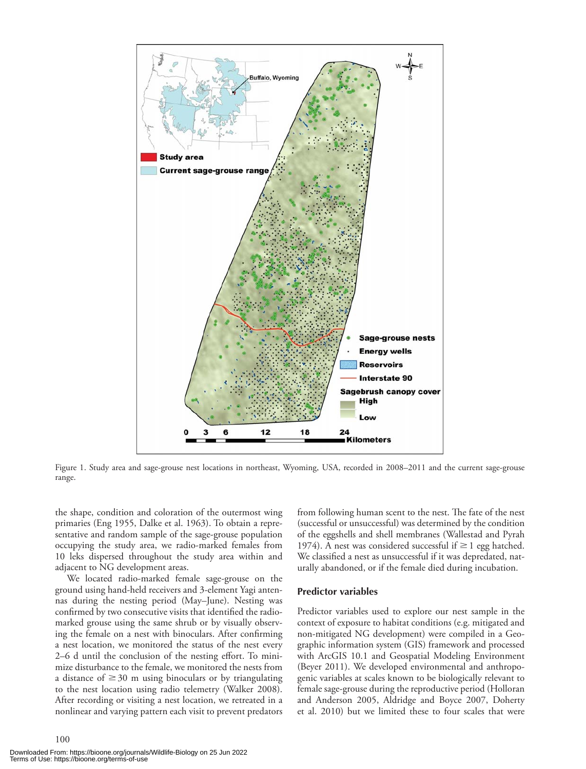Figure 1. Study area and sage-grouse nest locations in northeast, Wyoming, USA, recorded in 2008–2011 and the current sage-grouse range.

the shape, condition and coloration of the outermost wing primaries (Eng 1955, Dalke et al. 1963). To obtain a representative and random sample of the sage-grouse population occupying the study area, we radio-marked females from 10 leks dispersed throughout the study area within and adjacent to NG development areas.

We located radio-marked female sage-grouse on the ground using hand-held receivers and 3-element Yagi antennas during the nesting period (May–June). Nesting was confirmed by two consecutive visits that identified the radio-marked grouse using the same shrub or by visually observing the female on a nest with binoculars. After confirming a nest location, we monitored the status of the nest every 2–6 d until the conclusion of the nesting effort. To minimize disturbance to the female, we monitored the nests from a distance of $\geq 30$ m using binoculars or by triangulating to the nest location using radio telemetry (Walker 2008). After recording or visiting a nest location, we retreated in a nonlinear and varying pattern each visit to prevent predators from following human scent to the nest. The fate of the nest (successful or unsuccessful) was determined by the condition of the eggshells and shell membranes (Wallestad and Pyrah 1974). A nest was considered successful if $\geq 1$ egg hatched. We classified a nest as unsuccessful if it was depredated, naturally abandoned, or if the female died during incubation.

## Predictor variables

Predictor variables used to explore our nest sample in the context of exposure to habitat conditions (e.g. mitigated and non-mitigated NG development) were compiled in a Geographic information system (GIS) framework and processed with ArcGIS 10.1 and Geospatial Modeling Environment (Beyer 2011). We developed environmental and anthropogenic variables at scales known to be biologically relevant to female sage-grouse during the reproductive period (Holloran and Anderson 2005, Aldridge and Boyce 2007, Doherty et al. 2010) but we limited these to four scales that were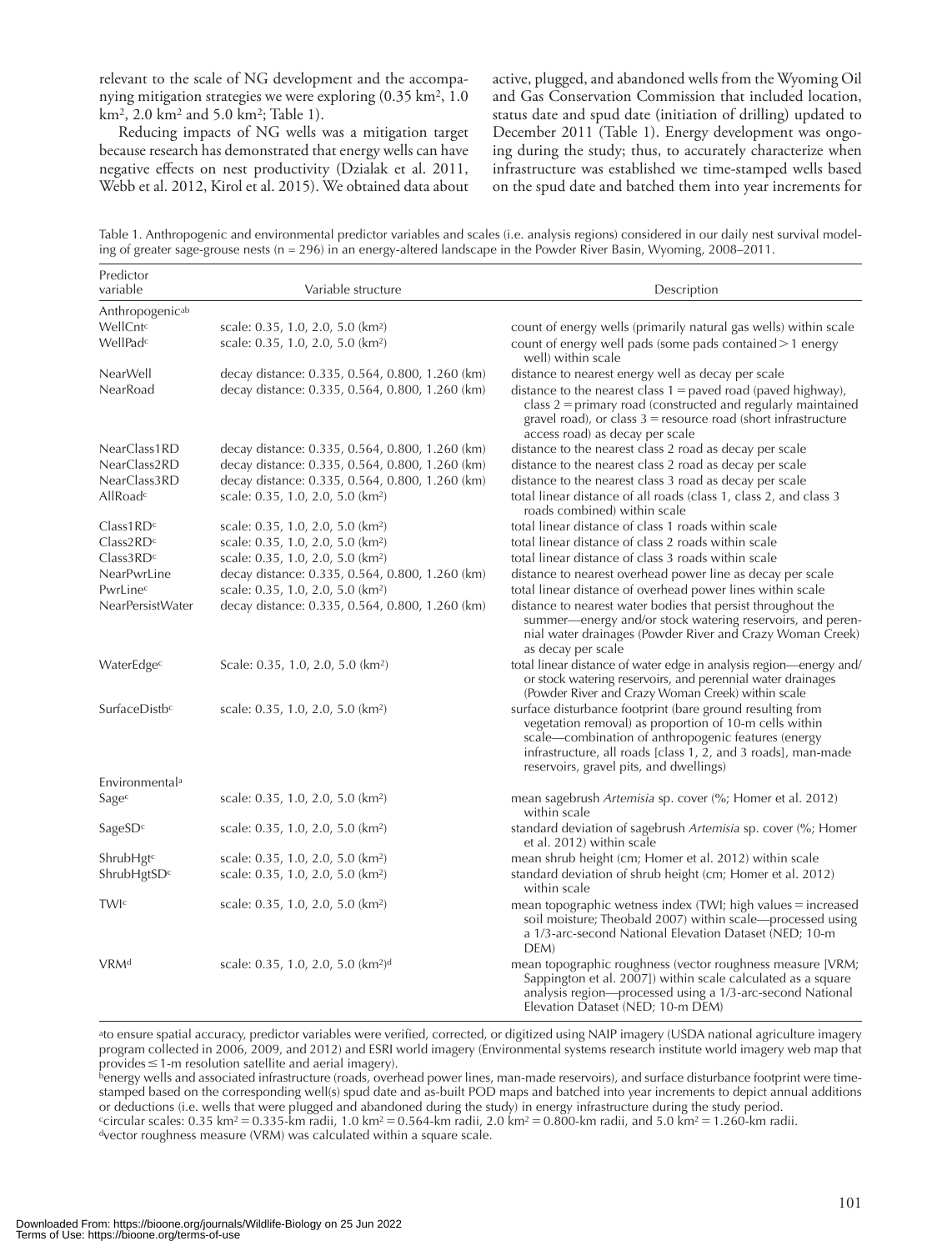relevant to the scale of NG development and the accompanying mitigation strategies we were exploring (0.35 km$^2$, 1.0 km$^2$, 2.0 km$^2$ and 5.0 km$^2$; Table 1).

Reducing impacts of NG wells was a mitigation target because research has demonstrated that energy wells can have negative effects on nest productivity (Dzialak et al. 2011, Webb et al. 2012, Kirol et al. 2015). We obtained data about active, plugged, and abandoned wells from the Wyoming Oil and Gas Conservation Commission that included location, status date and spud date (initiation of drilling) updated to December 2011 (Table 1). Energy development was ongoing during the study; thus, to accurately characterize when infrastructure was established we time-stamped wells based on the spud date and batched them into year increments for

Table 1. Anthropogenic and environmental predictor variables and scales (i.e. analysis regions) considered in our daily nest survival modeling of greater sage-grouse nests (n = 296) in an energy-altered landscape in the Powder River Basin, Wyoming, 2008–2011.

| Predictor variable | Variable structure | Description |
|---|---|---|
| Anthropogenic[ab] | | |
| WellCnt[c] | scale: 0.35, 1.0, 2.0, 5.0 (km$^2$) | count of energy wells (primarily natural gas wells) within scale |
| WellPad[c] | scale: 0.35, 1.0, 2.0, 5.0 (km$^2$) | count of energy well pads (some pads contained > 1 energy well) within scale |
| NearWell | decay distance: 0.335, 0.564, 0.800, 1.260 (km) | distance to nearest energy well as decay per scale |
| NearRoad | decay distance: 0.335, 0.564, 0.800, 1.260 (km) | distance to the nearest class 1 = paved road (paved highway), class 2 = primary road (constructed and regularly maintained gravel road), or class 3 = resource road (short infrastructure access road) as decay per scale |
| NearClass1RD | decay distance: 0.335, 0.564, 0.800, 1.260 (km) | distance to the nearest class 2 road as decay per scale |
| NearClass2RD | decay distance: 0.335, 0.564, 0.800, 1.260 (km) | distance to the nearest class 2 road as decay per scale |
| NearClass3RD | decay distance: 0.335, 0.564, 0.800, 1.260 (km) | distance to the nearest class 3 road as decay per scale |
| AllRoad[c] | scale: 0.35, 1.0, 2.0, 5.0 (km$^2$) | total linear distance of all roads (class 1, class 2, and class 3 roads combined) within scale |
| Class1RD[c] | scale: 0.35, 1.0, 2.0, 5.0 (km$^2$) | total linear distance of class 1 roads within scale |
| Class2RD[c] | scale: 0.35, 1.0, 2.0, 5.0 (km$^2$) | total linear distance of class 2 roads within scale |
| Class3RD[c] | scale: 0.35, 1.0, 2.0, 5.0 (km$^2$) | total linear distance of class 3 roads within scale |
| NearPwrLine | decay distance: 0.335, 0.564, 0.800, 1.260 (km) | distance to nearest overhead power line as decay per scale |
| PwrLine[c] | scale: 0.35, 1.0, 2.0, 5.0 (km$^2$) | total linear distance of overhead power lines within scale |
| NearPersistWater | decay distance: 0.335, 0.564, 0.800, 1.260 (km) | distance to nearest water bodies that persist throughout the summer—energy and/or stock watering reservoirs, and perennial water drainages (Powder River and Crazy Woman Creek) as decay per scale |
| WaterEdge[c] | Scale: 0.35, 1.0, 2.0, 5.0 (km$^2$) | total linear distance of water edge in analysis region—energy and/or stock watering reservoirs, and perennial water drainages (Powder River and Crazy Woman Creek) within scale |
| SurfaceDistb[c] | scale: 0.35, 1.0, 2.0, 5.0 (km$^2$) | surface disturbance footprint (bare ground resulting from vegetation removal) as proportion of 10-m cells within scale—combination of anthropogenic features (energy infrastructure, all roads [class 1, 2, and 3 roads], man-made reservoirs, gravel pits, and dwellings) |
| Environmental[a] | | |
| Sage[c] | scale: 0.35, 1.0, 2.0, 5.0 (km$^2$) | mean sagebrush *Artemisia* sp. cover (%; Homer et al. 2012) within scale |
| SageSD[c] | scale: 0.35, 1.0, 2.0, 5.0 (km$^2$) | standard deviation of sagebrush *Artemisia* sp. cover (%; Homer et al. 2012) within scale |
| ShrubHgt[c] | scale: 0.35, 1.0, 2.0, 5.0 (km$^2$) | mean shrub height (cm; Homer et al. 2012) within scale |
| ShrubHgtSD[c] | scale: 0.35, 1.0, 2.0, 5.0 (km$^2$) | standard deviation of shrub height (cm; Homer et al. 2012) within scale |
| TWI[c] | scale: 0.35, 1.0, 2.0, 5.0 (km$^2$) | mean topographic wetness index (TWI; high values = increased soil moisture; Theobald 2007) within scale—processed using a 1/3-arc-second National Elevation Dataset (NED; 10-m DEM) |
| VRM[d] | scale: 0.35, 1.0, 2.0, 5.0 (km$^2$)[d] | mean topographic roughness (vector roughness measure [VRM; Sappington et al. 2007]) within scale calculated as a square analysis region—processed using a 1/3-arc-second National Elevation Dataset (NED; 10-m DEM) |

[a]to ensure spatial accuracy, predictor variables were verified, corrected, or digitized using NAIP imagery (USDA national agriculture imagery program collected in 2006, 2009, and 2012) and ESRI world imagery (Environmental systems research institute world imagery web map that provides ≤ 1-m resolution satellite and aerial imagery).
[b]energy wells and associated infrastructure (roads, overhead power lines, man-made reservoirs), and surface disturbance footprint were time-stamped based on the corresponding well(s) spud date and as-built POD maps and batched into year increments to depict annual additions or deductions (i.e. wells that were plugged and abandoned during the study) in energy infrastructure during the study period.
[c]circular scales: 0.35 km$^2$ = 0.335-km radii, 1.0 km$^2$ = 0.564-km radii, 2.0 km$^2$ = 0.800-km radii, and 5.0 km$^2$ = 1.260-km radii.
[d]vector roughness measure (VRM) was calculated within a square scale.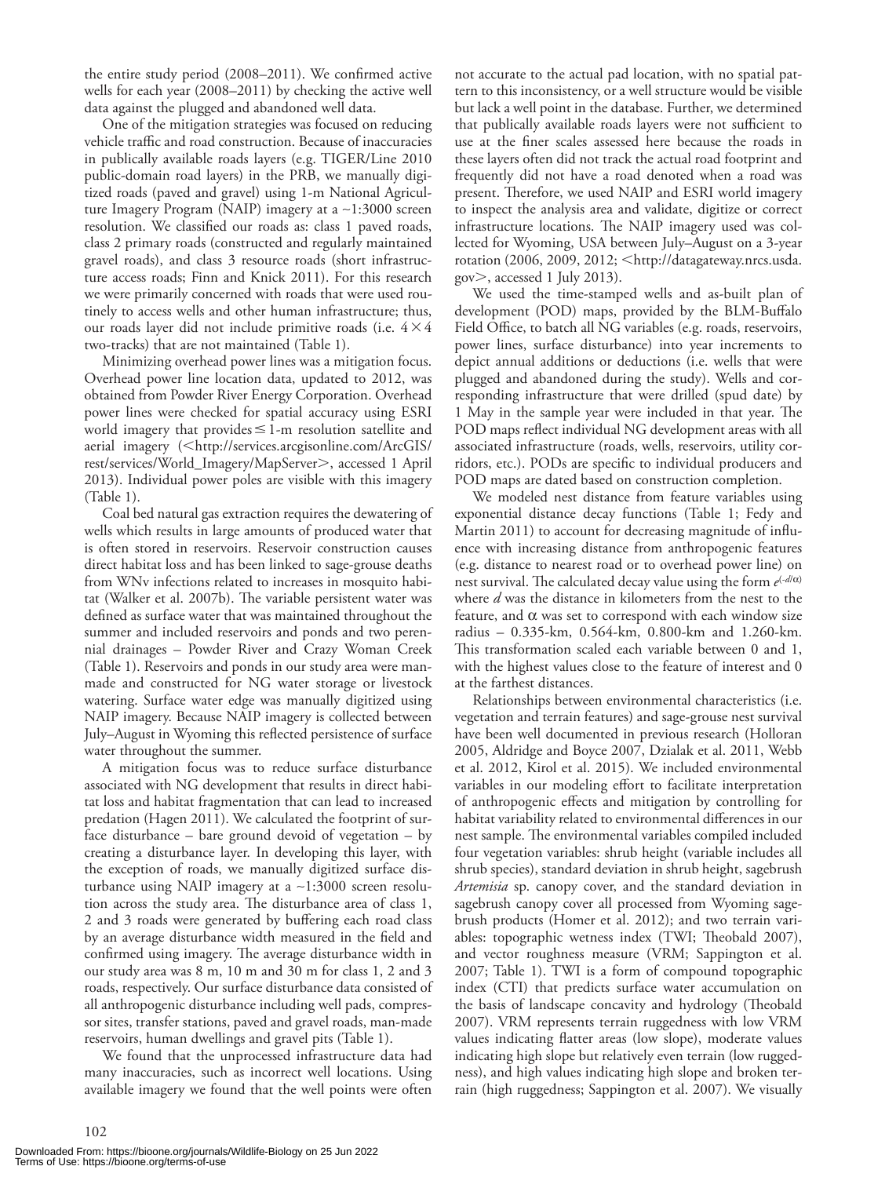the entire study period (2008–2011). We confirmed active wells for each year (2008–2011) by checking the active well data against the plugged and abandoned well data.

One of the mitigation strategies was focused on reducing vehicle traffic and road construction. Because of inaccuracies in publically available roads layers (e.g. TIGER/Line 2010 public-domain road layers) in the PRB, we manually digitized roads (paved and gravel) using 1-m National Agriculture Imagery Program (NAIP) imagery at a ~1:3000 screen resolution. We classified our roads as: class 1 paved roads, class 2 primary roads (constructed and regularly maintained gravel roads), and class 3 resource roads (short infrastructure access roads; Finn and Knick 2011). For this research we were primarily concerned with roads that were used routinely to access wells and other human infrastructure; thus, our roads layer did not include primitive roads (i.e. 4 × 4 two-tracks) that are not maintained (Table 1).

Minimizing overhead power lines was a mitigation focus. Overhead power line location data, updated to 2012, was obtained from Powder River Energy Corporation. Overhead power lines were checked for spatial accuracy using ESRI world imagery that provides ≤ 1-m resolution satellite and aerial imagery (<http://services.arcgisonline.com/ArcGIS/rest/services/World_Imagery/MapServer>, accessed 1 April 2013). Individual power poles are visible with this imagery (Table 1).

Coal bed natural gas extraction requires the dewatering of wells which results in large amounts of produced water that is often stored in reservoirs. Reservoir construction causes direct habitat loss and has been linked to sage-grouse deaths from WNv infections related to increases in mosquito habitat (Walker et al. 2007b). The variable persistent water was defined as surface water that was maintained throughout the summer and included reservoirs and ponds and two perennial drainages – Powder River and Crazy Woman Creek (Table 1). Reservoirs and ponds in our study area were man-made and constructed for NG water storage or livestock watering. Surface water edge was manually digitized using NAIP imagery. Because NAIP imagery is collected between July–August in Wyoming this reflected persistence of surface water throughout the summer.

A mitigation focus was to reduce surface disturbance associated with NG development that results in direct habitat loss and habitat fragmentation that can lead to increased predation (Hagen 2011). We calculated the footprint of surface disturbance – bare ground devoid of vegetation – by creating a disturbance layer. In developing this layer, with the exception of roads, we manually digitized surface disturbance using NAIP imagery at a ~1:3000 screen resolution across the study area. The disturbance area of class 1, 2 and 3 roads were generated by buffering each road class by an average disturbance width measured in the field and confirmed using imagery. The average disturbance width in our study area was 8 m, 10 m and 30 m for class 1, 2 and 3 roads, respectively. Our surface disturbance data consisted of all anthropogenic disturbance including well pads, compressor sites, transfer stations, paved and gravel roads, man-made reservoirs, human dwellings and gravel pits (Table 1).

We found that the unprocessed infrastructure data had many inaccuracies, such as incorrect well locations. Using available imagery we found that the well points were often not accurate to the actual pad location, with no spatial pattern to this inconsistency, or a well structure would be visible but lack a well point in the database. Further, we determined that publically available roads layers were not sufficient to use at the finer scales assessed here because the roads in these layers often did not track the actual road footprint and frequently did not have a road denoted when a road was present. Therefore, we used NAIP and ESRI world imagery to inspect the analysis area and validate, digitize or correct infrastructure locations. The NAIP imagery used was collected for Wyoming, USA between July–August on a 3-year rotation (2006, 2009, 2012; <http://datagateway.nrcs.usda.gov>, accessed 1 July 2013).

We used the time-stamped wells and as-built plan of development (POD) maps, provided by the BLM-Buffalo Field Office, to batch all NG variables (e.g. roads, reservoirs, power lines, surface disturbance) into year increments to depict annual additions or deductions (i.e. wells that were plugged and abandoned during the study). Wells and corresponding infrastructure that were drilled (spud date) by 1 May in the sample year were included in that year. The POD maps reflect individual NG development areas with all associated infrastructure (roads, wells, reservoirs, utility corridors, etc.). PODs are specific to individual producers and POD maps are dated based on construction completion.

We modeled nest distance from feature variables using exponential distance decay functions (Table 1; Fedy and Martin 2011) to account for decreasing magnitude of influence with increasing distance from anthropogenic features (e.g. distance to nearest road or to overhead power line) on nest survival. The calculated decay value using the form $e^{(-d/\alpha)}$ where $d$ was the distance in kilometers from the nest to the feature, and $\alpha$ was set to correspond with each window size radius – 0.335-km, 0.564-km, 0.800-km and 1.260-km. This transformation scaled each variable between 0 and 1, with the highest values close to the feature of interest and 0 at the farthest distances.

Relationships between environmental characteristics (i.e. vegetation and terrain features) and sage-grouse nest survival have been well documented in previous research (Holloran 2005, Aldridge and Boyce 2007, Dzialak et al. 2011, Webb et al. 2012, Kirol et al. 2015). We included environmental variables in our modeling effort to facilitate interpretation of anthropogenic effects and mitigation by controlling for habitat variability related to environmental differences in our nest sample. The environmental variables compiled included four vegetation variables: shrub height (variable includes all shrub species), standard deviation in shrub height, sagebrush *Artemisia* sp. canopy cover, and the standard deviation in sagebrush canopy cover all processed from Wyoming sagebrush products (Homer et al. 2012); and two terrain variables: topographic wetness index (TWI; Theobald 2007), and vector roughness measure (VRM; Sappington et al. 2007; Table 1). TWI is a form of compound topographic index (CTI) that predicts surface water accumulation on the basis of landscape concavity and hydrology (Theobald 2007). VRM represents terrain ruggedness with low VRM values indicating flatter areas (low slope), moderate values indicating high slope but relatively even terrain (low ruggedness), and high values indicating high slope and broken terrain (high ruggedness; Sappington et al. 2007). We visually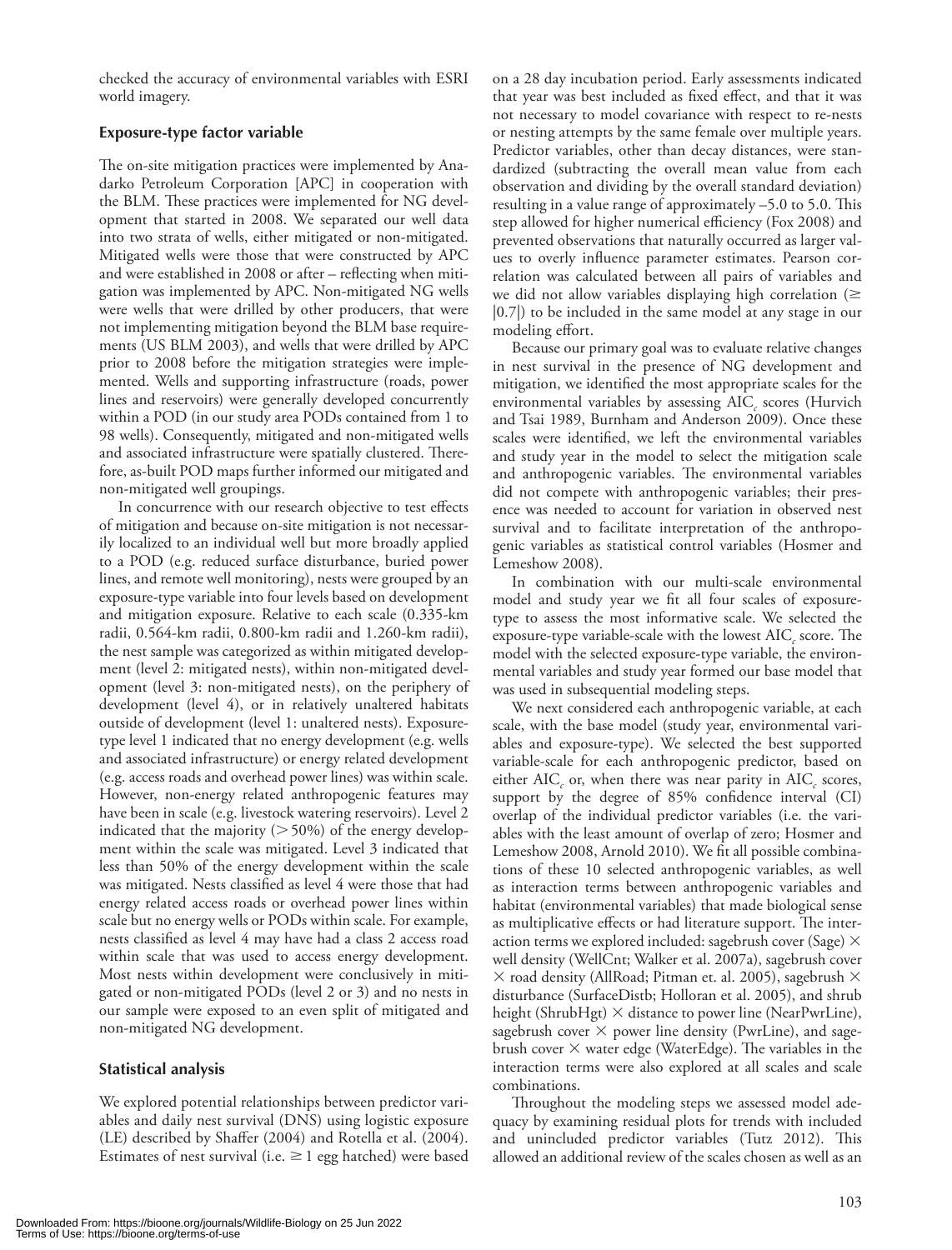checked the accuracy of environmental variables with ESRI world imagery.

### Exposure-type factor variable

The on-site mitigation practices were implemented by Anadarko Petroleum Corporation [APC] in cooperation with the BLM. These practices were implemented for NG development that started in 2008. We separated our well data into two strata of wells, either mitigated or non-mitigated. Mitigated wells were those that were constructed by APC and were established in 2008 or after – reflecting when mitigation was implemented by APC. Non-mitigated NG wells were wells that were drilled by other producers, that were not implementing mitigation beyond the BLM base requirements (US BLM 2003), and wells that were drilled by APC prior to 2008 before the mitigation strategies were implemented. Wells and supporting infrastructure (roads, power lines and reservoirs) were generally developed concurrently within a POD (in our study area PODs contained from 1 to 98 wells). Consequently, mitigated and non-mitigated wells and associated infrastructure were spatially clustered. Therefore, as-built POD maps further informed our mitigated and non-mitigated well groupings.

In concurrence with our research objective to test effects of mitigation and because on-site mitigation is not necessarily localized to an individual well but more broadly applied to a POD (e.g. reduced surface disturbance, buried power lines, and remote well monitoring), nests were grouped by an exposure-type variable into four levels based on development and mitigation exposure. Relative to each scale (0.335-km radii, 0.564-km radii, 0.800-km radii and 1.260-km radii), the nest sample was categorized as within mitigated development (level 2: mitigated nests), within non-mitigated development (level 3: non-mitigated nests), on the periphery of development (level 4), or in relatively unaltered habitats outside of development (level 1: unaltered nests). Exposure-type level 1 indicated that no energy development (e.g. wells and associated infrastructure) or energy related development (e.g. access roads and overhead power lines) was within scale. However, non-energy related anthropogenic features may have been in scale (e.g. livestock watering reservoirs). Level 2 indicated that the majority ($> 50\%$) of the energy development within the scale was mitigated. Level 3 indicated that less than 50% of the energy development within the scale was mitigated. Nests classified as level 4 were those that had energy related access roads or overhead power lines within scale but no energy wells or PODs within scale. For example, nests classified as level 4 may have had a class 2 access road within scale that was used to access energy development. Most nests within development were conclusively in mitigated or non-mitigated PODs (level 2 or 3) and no nests in our sample were exposed to an even split of mitigated and non-mitigated NG development.

### Statistical analysis

We explored potential relationships between predictor variables and daily nest survival (DNS) using logistic exposure (LE) described by Shaffer (2004) and Rotella et al. (2004). Estimates of nest survival (i.e. $\geq 1$ egg hatched) were based on a 28 day incubation period. Early assessments indicated that year was best included as fixed effect, and that it was not necessary to model covariance with respect to re-nests or nesting attempts by the same female over multiple years. Predictor variables, other than decay distances, were standardized (subtracting the overall mean value from each observation and dividing by the overall standard deviation) resulting in a value range of approximately –5.0 to 5.0. This step allowed for higher numerical efficiency (Fox 2008) and prevented observations that naturally occurred as larger values to overly influence parameter estimates. Pearson correlation was calculated between all pairs of variables and we did not allow variables displaying high correlation ($\geq |0.7|$) to be included in the same model at any stage in our modeling effort.

Because our primary goal was to evaluate relative changes in nest survival in the presence of NG development and mitigation, we identified the most appropriate scales for the environmental variables by assessing $AIC_c$ scores (Hurvich and Tsai 1989, Burnham and Anderson 2009). Once these scales were identified, we left the environmental variables and study year in the model to select the mitigation scale and anthropogenic variables. The environmental variables did not compete with anthropogenic variables; their presence was needed to account for variation in observed nest survival and to facilitate interpretation of the anthropogenic variables as statistical control variables (Hosmer and Lemeshow 2008).

In combination with our multi-scale environmental model and study year we fit all four scales of exposure-type to assess the most informative scale. We selected the exposure-type variable-scale with the lowest $AIC_c$ score. The model with the selected exposure-type variable, the environmental variables and study year formed our base model that was used in subsequential modeling steps.

We next considered each anthropogenic variable, at each scale, with the base model (study year, environmental variables and exposure-type). We selected the best supported variable-scale for each anthropogenic predictor, based on either $AIC_c$ or, when there was near parity in $AIC_c$ scores, support by the degree of 85% confidence interval (CI) overlap of the individual predictor variables (i.e. the variables with the least amount of overlap of zero; Hosmer and Lemeshow 2008, Arnold 2010). We fit all possible combinations of these 10 selected anthropogenic variables, as well as interaction terms between anthropogenic variables and habitat (environmental variables) that made biological sense as multiplicative effects or had literature support. The interaction terms we explored included: sagebrush cover (Sage) $\times$ well density (WellCnt; Walker et al. 2007a), sagebrush cover $\times$ road density (AllRoad; Pitman et. al. 2005), sagebrush $\times$ disturbance (SurfaceDistb; Holloran et al. 2005), and shrub height (ShrubHgt) $\times$ distance to power line (NearPwrLine), sagebrush cover $\times$ power line density (PwrLine), and sagebrush cover $\times$ water edge (WaterEdge). The variables in the interaction terms were also explored at all scales and scale combinations.

Throughout the modeling steps we assessed model adequacy by examining residual plots for trends with included and unincluded predictor variables (Tutz 2012). This allowed an additional review of the scales chosen as well as an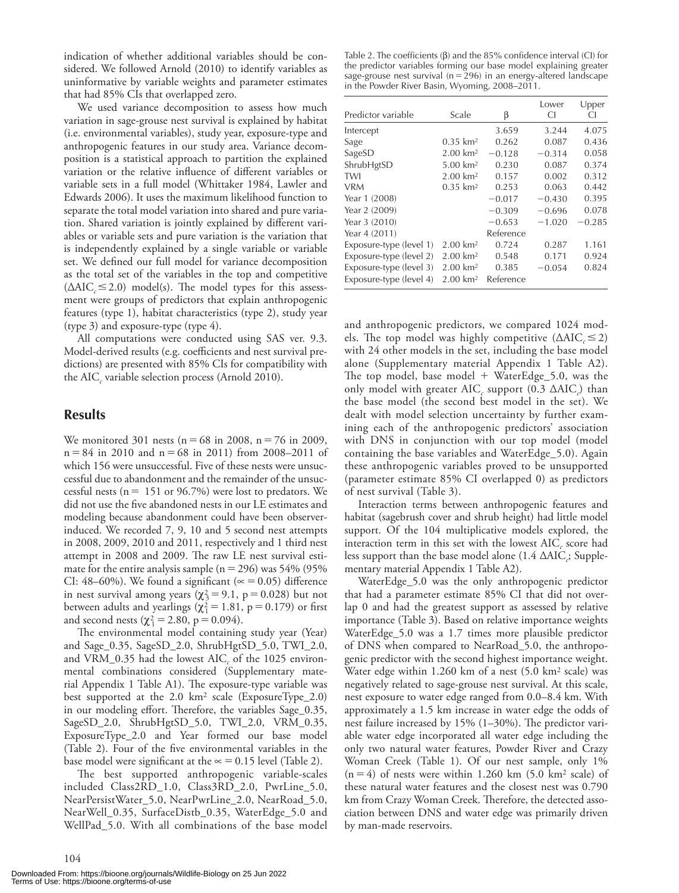indication of whether additional variables should be considered. We followed Arnold (2010) to identify variables as uninformative by variable weights and parameter estimates that had 85% CIs that overlapped zero.

We used variance decomposition to assess how much variation in sage-grouse nest survival is explained by habitat (i.e. environmental variables), study year, exposure-type and anthropogenic features in our study area. Variance decomposition is a statistical approach to partition the explained variation or the relative influence of different variables or variable sets in a full model (Whittaker 1984, Lawler and Edwards 2006). It uses the maximum likelihood function to separate the total model variation into shared and pure variation. Shared variation is jointly explained by different variables or variable sets and pure variation is the variation that is independently explained by a single variable or variable set. We defined our full model for variance decomposition as the total set of the variables in the top and competitive ($\Delta AIC_c \leq 2.0$) model(s). The model types for this assessment were groups of predictors that explain anthropogenic features (type 1), habitat characteristics (type 2), study year (type 3) and exposure-type (type 4).

All computations were conducted using SAS ver. 9.3. Model-derived results (e.g. coefficients and nest survival predictions) are presented with 85% CIs for compatibility with the $AIC_c$ variable selection process (Arnold 2010).

## Results

We monitored 301 nests (n = 68 in 2008, n = 76 in 2009, n = 84 in 2010 and n = 68 in 2011) from 2008–2011 of which 156 were unsuccessful. Five of these nests were unsuccessful due to abandonment and the remainder of the unsuccessful nests (n = 151 or 96.7%) were lost to predators. We did not use the five abandoned nests in our LE estimates and modeling because abandonment could have been observer-induced. We recorded 7, 9, 10 and 5 second nest attempts in 2008, 2009, 2010 and 2011, respectively and 1 third nest attempt in 2008 and 2009. The raw LE nest survival estimate for the entire analysis sample (n = 296) was 54% (95% CI: 48–60%). We found a significant ($\propto = 0.05$) difference in nest survival among years ($\chi^2_3 = 9.1$, p = 0.028) but not between adults and yearlings ($\chi^2_1 = 1.81$, p = 0.179) or first and second nests ($\chi^2_1 = 2.80$, p = 0.094).

The environmental model containing study year (Year) and Sage_0.35, SageSD_2.0, ShrubHgtSD_5.0, TWI_2.0, and VRM_0.35 had the lowest $AIC_c$ of the 1025 environmental combinations considered (Supplementary material Appendix 1 Table A1). The exposure-type variable was best supported at the 2.0 km² scale (ExposureType_2.0) in our modeling effort. Therefore, the variables Sage_0.35, SageSD_2.0, ShrubHgtSD_5.0, TWI_2.0, VRM_0.35, ExposureType_2.0 and Year formed our base model (Table 2). Four of the five environmental variables in the base model were significant at the $\propto = 0.15$ level (Table 2).

The best supported anthropogenic variable-scales included Class2RD_1.0, Class3RD_2.0, PwrLine_5.0, NearPersistWater_5.0, NearPwrLine_2.0, NearRoad_5.0, NearWell_0.35, SurfaceDistb_0.35, WaterEdge_5.0 and WellPad_5.0. With all combinations of the base model and anthropogenic predictors, we compared 1024 models. The top model was highly competitive ($\Delta AIC_c \leq 2$) with 24 other models in the set, including the base model alone (Supplementary material Appendix 1 Table A2). The top model, base model + WaterEdge_5.0, was the only model with greater $AIC_c$ support (0.3 $\Delta AIC_c$) than the base model (the second best model in the set). We dealt with model selection uncertainty by further examining each of the anthropogenic predictors' association with DNS in conjunction with our top model (model containing the base variables and WaterEdge_5.0). Again these anthropogenic variables proved to be unsupported (parameter estimate 85% CI overlapped 0) as predictors of nest survival (Table 3).

Interaction terms between anthropogenic features and habitat (sagebrush cover and shrub height) had little model support. Of the 104 multiplicative models explored, the interaction term in this set with the lowest $AIC_c$ score had less support than the base model alone (1.4 $\Delta AIC_c$; Supplementary material Appendix 1 Table A2).

WaterEdge_5.0 was the only anthropogenic predictor that had a parameter estimate 85% CI that did not overlap 0 and had the greatest support as assessed by relative importance (Table 3). Based on relative importance weights WaterEdge_5.0 was a 1.7 times more plausible predictor of DNS when compared to NearRoad_5.0, the anthropogenic predictor with the second highest importance weight. Water edge within 1.260 km of a nest (5.0 km² scale) was negatively related to sage-grouse nest survival. At this scale, nest exposure to water edge ranged from 0.0–8.4 km. With approximately a 1.5 km increase in water edge the odds of nest failure increased by 15% (1–30%). The predictor variable water edge incorporated all water edge including the only two natural water features, Powder River and Crazy Woman Creek (Table 1). Of our nest sample, only 1% (n = 4) of nests were within 1.260 km (5.0 km² scale) of these natural water features and the closest nest was 0.790 km from Crazy Woman Creek. Therefore, the detected association between DNS and water edge was primarily driven by man-made reservoirs.

Table 2. The coefficients (β) and the 85% confidence interval (CI) for the predictor variables forming our base model explaining greater sage-grouse nest survival (n = 296) in an energy-altered landscape in the Powder River Basin, Wyoming, 2008–2011.

| Predictor variable | Scale | β | Lower CI | Upper CI |
|---|---|---|---|---|
| Intercept | | 3.659 | 3.244 | 4.075 |
| Sage | 0.35 km² | 0.262 | 0.087 | 0.436 |
| SageSD | 2.00 km² | −0.128 | −0.314 | 0.058 |
| ShrubHgtSD | 5.00 km² | 0.230 | 0.087 | 0.374 |
| TWI | 2.00 km² | 0.157 | 0.002 | 0.312 |
| VRM | 0.35 km² | 0.253 | 0.063 | 0.442 |
| Year 1 (2008) | | −0.017 | −0.430 | 0.395 |
| Year 2 (2009) | | −0.309 | −0.696 | 0.078 |
| Year 3 (2010) | | −0.653 | −1.020 | −0.285 |
| Year 4 (2011) | | Reference | | |
| Exposure-type (level 1) | 2.00 km² | 0.724 | 0.287 | 1.161 |
| Exposure-type (level 2) | 2.00 km² | 0.548 | 0.171 | 0.924 |
| Exposure-type (level 3) | 2.00 km² | 0.385 | −0.054 | 0.824 |
| Exposure-type (level 4) | 2.00 km² | Reference | | |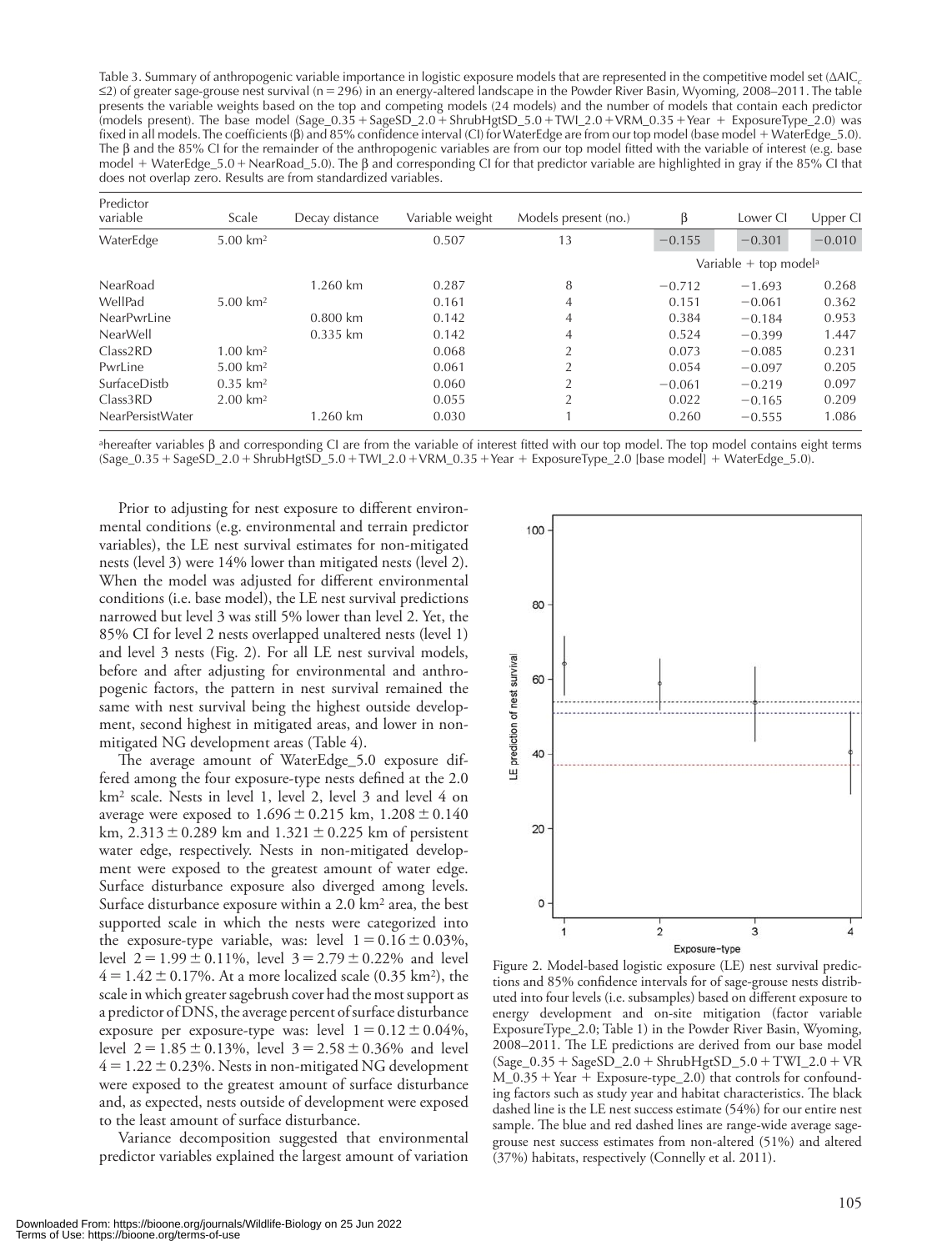Table 3. Summary of anthropogenic variable importance in logistic exposure models that are represented in the competitive model set ($\Delta AIC_c \leq 2$) of greater sage-grouse nest survival (n = 296) in an energy-altered landscape in the Powder River Basin, Wyoming, 2008–2011. The table presents the variable weights based on the top and competing models (24 models) and the number of models that contain each predictor (models present). The base model (Sage_0.35 + SageSD_2.0 + ShrubHgtSD_5.0 + TWI_2.0 + VRM_0.35 + Year + ExposureType_2.0) was fixed in all models. The coefficients (β) and 85% confidence interval (CI) for WaterEdge are from our top model (base model + WaterEdge_5.0). The β and the 85% CI for the remainder of the anthropogenic variables are from our top model fitted with the variable of interest (e.g. base model + WaterEdge_5.0 + NearRoad_5.0). The β and corresponding CI for that predictor variable are highlighted in gray if the 85% CI that does not overlap zero. Results are from standardized variables.

| Predictor variable | Scale | Decay distance | Variable weight | Models present (no.) | β | Lower CI | Upper CI |
|---|---|---|---|---|---|---|---|
| WaterEdge | 5.00 km² | | 0.507 | 13 | −0.155 | −0.301 | −0.010 |
| | | | | | Variable + top model[a] | | |
| NearRoad | | 1.260 km | 0.287 | 8 | −0.712 | −1.693 | 0.268 |
| WellPad | 5.00 km² | | 0.161 | 4 | 0.151 | −0.061 | 0.362 |
| NearPwrLine | | 0.800 km | 0.142 | 4 | 0.384 | −0.184 | 0.953 |
| NearWell | | 0.335 km | 0.142 | 4 | 0.524 | −0.399 | 1.447 |
| Class2RD | 1.00 km² | | 0.068 | 2 | 0.073 | −0.085 | 0.231 |
| PwrLine | 5.00 km² | | 0.061 | 2 | 0.054 | −0.097 | 0.205 |
| SurfaceDistb | 0.35 km² | | 0.060 | 2 | −0.061 | −0.219 | 0.097 |
| Class3RD | 2.00 km² | | 0.055 | 2 | 0.022 | −0.165 | 0.209 |
| NearPersistWater | | 1.260 km | 0.030 | 1 | 0.260 | −0.555 | 1.086 |

[a]hereafter variables β and corresponding CI are from the variable of interest fitted with our top model. The top model contains eight terms (Sage_0.35 + SageSD_2.0 + ShrubHgtSD_5.0 + TWI_2.0 + VRM_0.35 + Year + ExposureType_2.0 [base model] + WaterEdge_5.0).

Prior to adjusting for nest exposure to different environmental conditions (e.g. environmental and terrain predictor variables), the LE nest survival estimates for non-mitigated nests (level 3) were 14% lower than mitigated nests (level 2). When the model was adjusted for different environmental conditions (i.e. base model), the LE nest survival predictions narrowed but level 3 was still 5% lower than level 2. Yet, the 85% CI for level 2 nests overlapped unaltered nests (level 1) and level 3 nests (Fig. 2). For all LE nest survival models, before and after adjusting for environmental and anthropogenic factors, the pattern in nest survival remained the same with nest survival being the highest outside development, second highest in mitigated areas, and lower in non-mitigated NG development areas (Table 4).

The average amount of WaterEdge_5.0 exposure differed among the four exposure-type nests defined at the 2.0 km² scale. Nests in level 1, level 2, level 3 and level 4 on average were exposed to 1.696 ± 0.215 km, 1.208 ± 0.140 km, 2.313 ± 0.289 km and 1.321 ± 0.225 km of persistent water edge, respectively. Nests in non-mitigated development were exposed to the greatest amount of water edge. Surface disturbance exposure also diverged among levels. Surface disturbance exposure within a 2.0 km² area, the best supported scale in which the nests were categorized into the exposure-type variable, was: level 1 = 0.16 ± 0.03%, level 2 = 1.99 ± 0.11%, level 3 = 2.79 ± 0.22% and level 4 = 1.42 ± 0.17%. At a more localized scale (0.35 km²), the scale in which greater sagebrush cover had the most support as a predictor of DNS, the average percent of surface disturbance exposure per exposure-type was: level 1 = 0.12 ± 0.04%, level 2 = 1.85 ± 0.13%, level 3 = 2.58 ± 0.36% and level 4 = 1.22 ± 0.23%. Nests in non-mitigated NG development were exposed to the greatest amount of surface disturbance and, as expected, nests outside of development were exposed to the least amount of surface disturbance.

Variance decomposition suggested that environmental predictor variables explained the largest amount of variation

Figure 2. Model-based logistic exposure (LE) nest survival predictions and 85% confidence intervals for of sage-grouse nests distributed into four levels (i.e. subsamples) based on different exposure to energy development and on-site mitigation (factor variable ExposureType_2.0; Table 1) in the Powder River Basin, Wyoming, 2008–2011. The LE predictions are derived from our base model (Sage_0.35 + SageSD_2.0 + ShrubHgtSD_5.0 + TWI_2.0 + VRM_0.35 + Year + Exposure-type_2.0) that controls for confounding factors such as study year and habitat characteristics. The black dashed line is the LE nest success estimate (54%) for our entire nest sample. The blue and red dashed lines are range-wide average sage-grouse nest success estimates from non-altered (51%) and altered (37%) habitats, respectively (Connelly et al. 2011).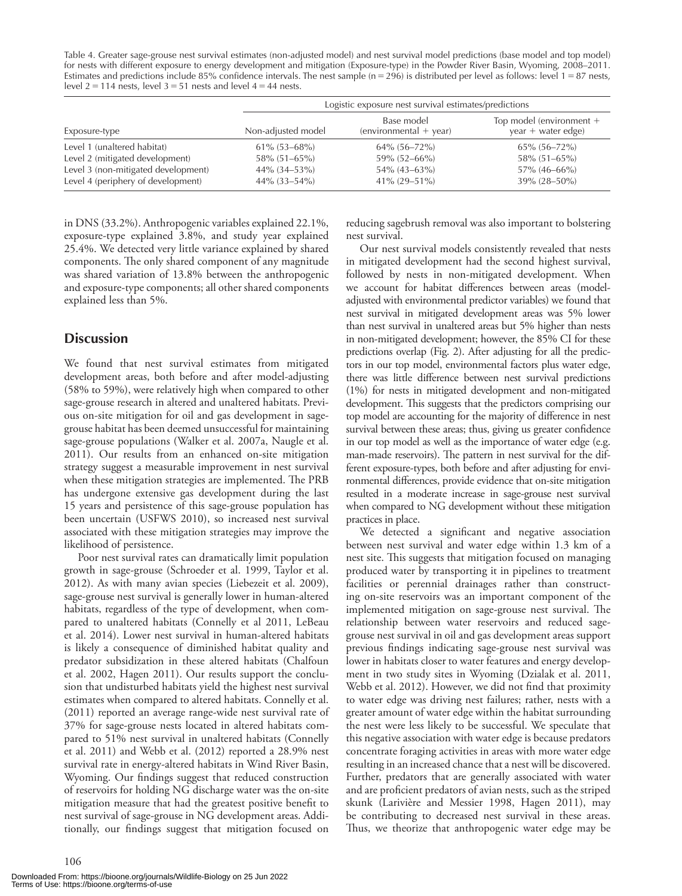Table 4. Greater sage-grouse nest survival estimates (non-adjusted model) and nest survival model predictions (base model and top model) for nests with different exposure to energy development and mitigation (Exposure-type) in the Powder River Basin, Wyoming, 2008–2011. Estimates and predictions include 85% confidence intervals. The nest sample (n = 296) is distributed per level as follows: level 1 = 87 nests, level 2 = 114 nests, level 3 = 51 nests and level 4 = 44 nests.

| | Logistic exposure nest survival estimates/predictions | | |
|---|---|---|---|
| Exposure-type | Non-adjusted model | Base model (environmental + year) | Top model (environment + year + water edge) |
| Level 1 (unaltered habitat) | 61% (53–68%) | 64% (56–72%) | 65% (56–72%) |
| Level 2 (mitigated development) | 58% (51–65%) | 59% (52–66%) | 58% (51–65%) |
| Level 3 (non-mitigated development) | 44% (34–53%) | 54% (43–63%) | 57% (46–66%) |
| Level 4 (periphery of development) | 44% (33–54%) | 41% (29–51%) | 39% (28–50%) |

in DNS (33.2%). Anthropogenic variables explained 22.1%, exposure-type explained 3.8%, and study year explained 25.4%. We detected very little variance explained by shared components. The only shared component of any magnitude was shared variation of 13.8% between the anthropogenic and exposure-type components; all other shared components explained less than 5%.

## Discussion

We found that nest survival estimates from mitigated development areas, both before and after model-adjusting (58% to 59%), were relatively high when compared to other sage-grouse research in altered and unaltered habitats. Previous on-site mitigation for oil and gas development in sage-grouse habitat has been deemed unsuccessful for maintaining sage-grouse populations (Walker et al. 2007a, Naugle et al. 2011). Our results from an enhanced on-site mitigation strategy suggest a measurable improvement in nest survival when these mitigation strategies are implemented. The PRB has undergone extensive gas development during the last 15 years and persistence of this sage-grouse population has been uncertain (USFWS 2010), so increased nest survival associated with these mitigation strategies may improve the likelihood of persistence.

Poor nest survival rates can dramatically limit population growth in sage-grouse (Schroeder et al. 1999, Taylor et al. 2012). As with many avian species (Liebezeit et al. 2009), sage-grouse nest survival is generally lower in human-altered habitats, regardless of the type of development, when compared to unaltered habitats (Connelly et al 2011, LeBeau et al. 2014). Lower nest survival in human-altered habitats is likely a consequence of diminished habitat quality and predator subsidization in these altered habitats (Chalfoun et al. 2002, Hagen 2011). Our results support the conclusion that undisturbed habitats yield the highest nest survival estimates when compared to altered habitats. Connelly et al. (2011) reported an average range-wide nest survival rate of 37% for sage-grouse nests located in altered habitats compared to 51% nest survival in unaltered habitats (Connelly et al. 2011) and Webb et al. (2012) reported a 28.9% nest survival rate in energy-altered habitats in Wind River Basin, Wyoming. Our findings suggest that reduced construction of reservoirs for holding NG discharge water was the on-site mitigation measure that had the greatest positive benefit to nest survival of sage-grouse in NG development areas. Additionally, our findings suggest that mitigation focused on reducing sagebrush removal was also important to bolstering nest survival.

Our nest survival models consistently revealed that nests in mitigated development had the second highest survival, followed by nests in non-mitigated development. When we account for habitat differences between areas (model-adjusted with environmental predictor variables) we found that nest survival in mitigated development areas was 5% lower than nest survival in unaltered areas but 5% higher than nests in non-mitigated development; however, the 85% CI for these predictions overlap (Fig. 2). After adjusting for all the predictors in our top model, environmental factors plus water edge, there was little difference between nest survival predictions (1%) for nests in mitigated development and non-mitigated development. This suggests that the predictors comprising our top model are accounting for the majority of difference in nest survival between these areas; thus, giving us greater confidence in our top model as well as the importance of water edge (e.g. man-made reservoirs). The pattern in nest survival for the different exposure-types, both before and after adjusting for environmental differences, provide evidence that on-site mitigation resulted in a moderate increase in sage-grouse nest survival when compared to NG development without these mitigation practices in place.

We detected a significant and negative association between nest survival and water edge within 1.3 km of a nest site. This suggests that mitigation focused on managing produced water by transporting it in pipelines to treatment facilities or perennial drainages rather than constructing on-site reservoirs was an important component of the implemented mitigation on sage-grouse nest survival. The relationship between water reservoirs and reduced sage-grouse nest survival in oil and gas development areas support previous findings indicating sage-grouse nest survival was lower in habitats closer to water features and energy development in two study sites in Wyoming (Dzialak et al. 2011, Webb et al. 2012). However, we did not find that proximity to water edge was driving nest failures; rather, nests with a greater amount of water edge within the habitat surrounding the nest were less likely to be successful. We speculate that this negative association with water edge is because predators concentrate foraging activities in areas with more water edge resulting in an increased chance that a nest will be discovered. Further, predators that are generally associated with water and are proficient predators of avian nests, such as the striped skunk (Larivière and Messier 1998, Hagen 2011), may be contributing to decreased nest survival in these areas. Thus, we theorize that anthropogenic water edge may be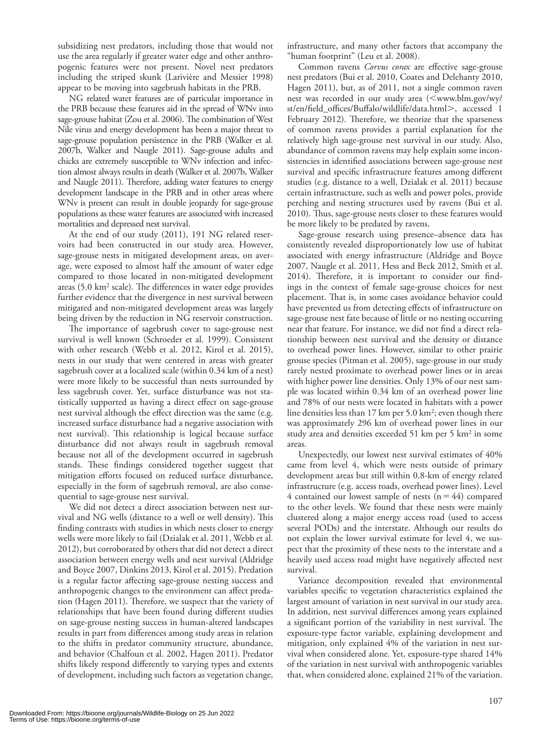subsidizing nest predators, including those that would not use the area regularly if greater water edge and other anthropogenic features were not present. Novel nest predators including the striped skunk (Larivière and Messier 1998) appear to be moving into sagebrush habitats in the PRB.

NG related water features are of particular importance in the PRB because these features aid in the spread of WNv into sage-grouse habitat (Zou et al. 2006). The combination of West Nile virus and energy development has been a major threat to sage-grouse population persistence in the PRB (Walker et al. 2007b, Walker and Naugle 2011). Sage-grouse adults and chicks are extremely susceptible to WNv infection and infection almost always results in death (Walker et al. 2007b, Walker and Naugle 2011). Therefore, adding water features to energy development landscape in the PRB and in other areas where WNv is present can result in double jeopardy for sage-grouse populations as these water features are associated with increased mortalities and depressed nest survival.

At the end of our study (2011), 191 NG related reservoirs had been constructed in our study area. However, sage-grouse nests in mitigated development areas, on average, were exposed to almost half the amount of water edge compared to those located in non-mitigated development areas (5.0 km$^2$ scale). The differences in water edge provides further evidence that the divergence in nest survival between mitigated and non-mitigated development areas was largely being driven by the reduction in NG reservoir construction.

The importance of sagebrush cover to sage-grouse nest survival is well known (Schroeder et al. 1999). Consistent with other research (Webb et al. 2012, Kirol et al. 2015), nests in our study that were centered in areas with greater sagebrush cover at a localized scale (within 0.34 km of a nest) were more likely to be successful than nests surrounded by less sagebrush cover. Yet, surface disturbance was not statistically supported as having a direct effect on sage-grouse nest survival although the effect direction was the same (e.g. increased surface disturbance had a negative association with nest survival). This relationship is logical because surface disturbance did not always result in sagebrush removal because not all of the development occurred in sagebrush stands. These findings considered together suggest that mitigation efforts focused on reduced surface disturbance, especially in the form of sagebrush removal, are also consequential to sage-grouse nest survival.

We did not detect a direct association between nest survival and NG wells (distance to a well or well density). This finding contrasts with studies in which nests closer to energy wells were more likely to fail (Dzialak et al. 2011, Webb et al. 2012), but corroborated by others that did not detect a direct association between energy wells and nest survival (Aldridge and Boyce 2007, Dinkins 2013, Kirol et al. 2015). Predation is a regular factor affecting sage-grouse nesting success and anthropogenic changes to the environment can affect predation (Hagen 2011). Therefore, we suspect that the variety of relationships that have been found during different studies on sage-grouse nesting success in human-altered landscapes results in part from differences among study areas in relation to the shifts in predator community structure, abundance, and behavior (Chalfoun et al. 2002, Hagen 2011). Predator shifts likely respond differently to varying types and extents of development, including such factors as vegetation change, infrastructure, and many other factors that accompany the "human footprint" (Leu et al. 2008).

Common ravens *Corvus corax* are effective sage-grouse nest predators (Bui et al. 2010, Coates and Delehanty 2010, Hagen 2011), but, as of 2011, not a single common raven nest was recorded in our study area (<www.blm.gov/wy/st/en/field_offices/Buffalo/wildlife/data.html>, accessed 1 February 2012). Therefore, we theorize that the sparseness of common ravens provides a partial explanation for the relatively high sage-grouse nest survival in our study. Also, abundance of common ravens may help explain some inconsistencies in identified associations between sage-grouse nest survival and specific infrastructure features among different studies (e.g. distance to a well, Dzialak et al. 2011) because certain infrastructure, such as wells and power poles, provide perching and nesting structures used by ravens (Bui et al. 2010). Thus, sage-grouse nests closer to these features would be more likely to be predated by ravens.

Sage-grouse research using presence–absence data has consistently revealed disproportionately low use of habitat associated with energy infrastructure (Aldridge and Boyce 2007, Naugle et al. 2011, Hess and Beck 2012, Smith et al. 2014). Therefore, it is important to consider our findings in the context of female sage-grouse choices for nest placement. That is, in some cases avoidance behavior could have prevented us from detecting effects of infrastructure on sage-grouse nest fate because of little or no nesting occurring near that feature. For instance, we did not find a direct relationship between nest survival and the density or distance to overhead power lines. However, similar to other prairie grouse species (Pitman et al. 2005), sage-grouse in our study rarely nested proximate to overhead power lines or in areas with higher power line densities. Only 13% of our nest sample was located within 0.34 km of an overhead power line and 78% of our nests were located in habitats with a power line densities less than 17 km per 5.0 km$^2$; even though there was approximately 296 km of overhead power lines in our study area and densities exceeded 51 km per 5 km$^2$ in some areas.

Unexpectedly, our lowest nest survival estimates of 40% came from level 4, which were nests outside of primary development areas but still within 0.8-km of energy related infrastructure (e.g. access roads, overhead power lines). Level 4 contained our lowest sample of nests ($n = 44$) compared to the other levels. We found that these nests were mainly clustered along a major energy access road (used to access several PODs) and the interstate. Although our results do not explain the lower survival estimate for level 4, we suspect that the proximity of these nests to the interstate and a heavily used access road might have negatively affected nest survival.

Variance decomposition revealed that environmental variables specific to vegetation characteristics explained the largest amount of variation in nest survival in our study area. In addition, nest survival differences among years explained a significant portion of the variability in nest survival. The exposure-type factor variable, explaining development and mitigation, only explained 4% of the variation in nest survival when considered alone. Yet, exposure-type shared 14% of the variation in nest survival with anthropogenic variables that, when considered alone, explained 21% of the variation.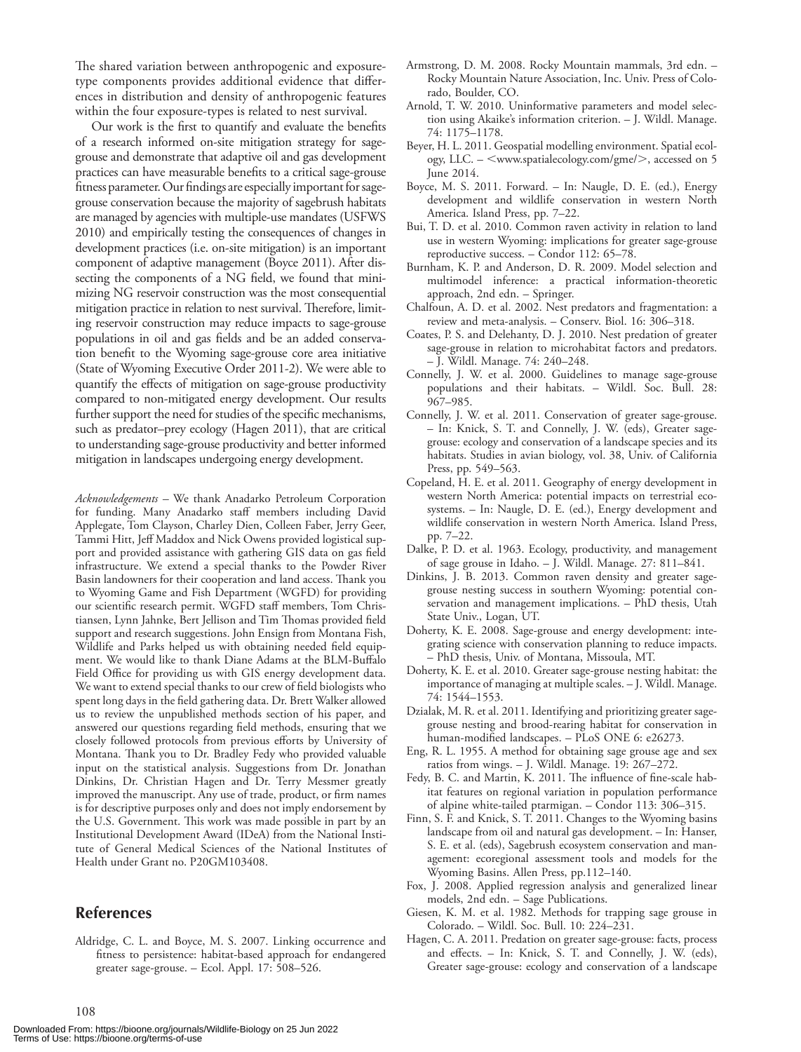The shared variation between anthropogenic and exposure-type components provides additional evidence that differences in distribution and density of anthropogenic features within the four exposure-types is related to nest survival.

Our work is the first to quantify and evaluate the benefits of a research informed on-site mitigation strategy for sage-grouse and demonstrate that adaptive oil and gas development practices can have measurable benefits to a critical sage-grouse fitness parameter. Our findings are especially important for sage-grouse conservation because the majority of sagebrush habitats are managed by agencies with multiple-use mandates (USFWS 2010) and empirically testing the consequences of changes in development practices (i.e. on-site mitigation) is an important component of adaptive management (Boyce 2011). After dissecting the components of a NG field, we found that minimizing NG reservoir construction was the most consequential mitigation practice in relation to nest survival. Therefore, limiting reservoir construction may reduce impacts to sage-grouse populations in oil and gas fields and be an added conservation benefit to the Wyoming sage-grouse core area initiative (State of Wyoming Executive Order 2011-2). We were able to quantify the effects of mitigation on sage-grouse productivity compared to non-mitigated energy development. Our results further support the need for studies of the specific mechanisms, such as predator–prey ecology (Hagen 2011), that are critical to understanding sage-grouse productivity and better informed mitigation in landscapes undergoing energy development.

*Acknowledgements* – We thank Anadarko Petroleum Corporation for funding. Many Anadarko staff members including David Applegate, Tom Clayson, Charley Dien, Colleen Faber, Jerry Geer, Tammi Hitt, Jeff Maddox and Nick Owens provided logistical support and provided assistance with gathering GIS data on gas field infrastructure. We extend a special thanks to the Powder River Basin landowners for their cooperation and land access. Thank you to Wyoming Game and Fish Department (WGFD) for providing our scientific research permit. WGFD staff members, Tom Christiansen, Lynn Jahnke, Bert Jellison and Tim Thomas provided field support and research suggestions. John Ensign from Montana Fish, Wildlife and Parks helped us with obtaining needed field equipment. We would like to thank Diane Adams at the BLM-Buffalo Field Office for providing us with GIS energy development data. We want to extend special thanks to our crew of field biologists who spent long days in the field gathering data. Dr. Brett Walker allowed us to review the unpublished methods section of his paper, and answered our questions regarding field methods, ensuring that we closely followed protocols from previous efforts by University of Montana. Thank you to Dr. Bradley Fedy who provided valuable input on the statistical analysis. Suggestions from Dr. Jonathan Dinkins, Dr. Christian Hagen and Dr. Terry Messmer greatly improved the manuscript. Any use of trade, product, or firm names is for descriptive purposes only and does not imply endorsement by the U.S. Government. This work was made possible in part by an Institutional Development Award (IDeA) from the National Institute of General Medical Sciences of the National Institutes of Health under Grant no. P20GM103408.

## References

Aldridge, C. L. and Boyce, M. S. 2007. Linking occurrence and fitness to persistence: habitat-based approach for endangered greater sage-grouse. – Ecol. Appl. 17: 508–526.

Armstrong, D. M. 2008. Rocky Mountain mammals, 3rd edn. – Rocky Mountain Nature Association, Inc. Univ. Press of Colorado, Boulder, CO.

Arnold, T. W. 2010. Uninformative parameters and model selection using Akaike's information criterion. – J. Wildl. Manage. 74: 1175–1178.

Beyer, H. L. 2011. Geospatial modelling environment. Spatial ecology, LLC. – <www.spatialecology.com/gme/>, accessed on 5 June 2014.

Boyce, M. S. 2011. Forward. – In: Naugle, D. E. (ed.), Energy development and wildlife conservation in western North America. Island Press, pp. 7–22.

Bui, T. D. et al. 2010. Common raven activity in relation to land use in western Wyoming: implications for greater sage-grouse reproductive success. – Condor 112: 65–78.

Burnham, K. P. and Anderson, D. R. 2009. Model selection and multimodel inference: a practical information-theoretic approach, 2nd edn. – Springer.

Chalfoun, A. D. et al. 2002. Nest predators and fragmentation: a review and meta-analysis. – Conserv. Biol. 16: 306–318.

Coates, P. S. and Delehanty, D. J. 2010. Nest predation of greater sage-grouse in relation to microhabitat factors and predators. – J. Wildl. Manage. 74: 240–248.

Connelly, J. W. et al. 2000. Guidelines to manage sage-grouse populations and their habitats. – Wildl. Soc. Bull. 28: 967–985.

Connelly, J. W. et al. 2011. Conservation of greater sage-grouse. – In: Knick, S. T. and Connelly, J. W. (eds), Greater sage-grouse: ecology and conservation of a landscape species and its habitats. Studies in avian biology, vol. 38, Univ. of California Press, pp. 549–563.

Copeland, H. E. et al. 2011. Geography of energy development in western North America: potential impacts on terrestrial ecosystems. – In: Naugle, D. E. (ed.), Energy development and wildlife conservation in western North America. Island Press, pp. 7–22.

Dalke, P. D. et al. 1963. Ecology, productivity, and management of sage grouse in Idaho. – J. Wildl. Manage. 27: 811–841.

Dinkins, J. B. 2013. Common raven density and greater sage-grouse nesting success in southern Wyoming: potential conservation and management implications. – PhD thesis, Utah State Univ., Logan, UT.

Doherty, K. E. 2008. Sage-grouse and energy development: integrating science with conservation planning to reduce impacts. – PhD thesis, Univ. of Montana, Missoula, MT.

Doherty, K. E. et al. 2010. Greater sage-grouse nesting habitat: the importance of managing at multiple scales. – J. Wildl. Manage. 74: 1544–1553.

Dzialak, M. R. et al. 2011. Identifying and prioritizing greater sage-grouse nesting and brood-rearing habitat for conservation in human-modified landscapes. – PLoS ONE 6: e26273.

Eng, R. L. 1955. A method for obtaining sage grouse age and sex ratios from wings. – J. Wildl. Manage. 19: 267–272.

Fedy, B. C. and Martin, K. 2011. The influence of fine-scale habitat features on regional variation in population performance of alpine white-tailed ptarmigan. – Condor 113: 306–315.

Finn, S. F. and Knick, S. T. 2011. Changes to the Wyoming basins landscape from oil and natural gas development. – In: Hanser, S. E. et al. (eds), Sagebrush ecosystem conservation and management: ecoregional assessment tools and models for the Wyoming Basins. Allen Press, pp.112–140.

Fox, J. 2008. Applied regression analysis and generalized linear models, 2nd edn. – Sage Publications.

Giesen, K. M. et al. 1982. Methods for trapping sage grouse in Colorado. – Wildl. Soc. Bull. 10: 224–231.

Hagen, C. A. 2011. Predation on greater sage-grouse: facts, process and effects. – In: Knick, S. T. and Connelly, J. W. (eds), Greater sage-grouse: ecology and conservation of a landscape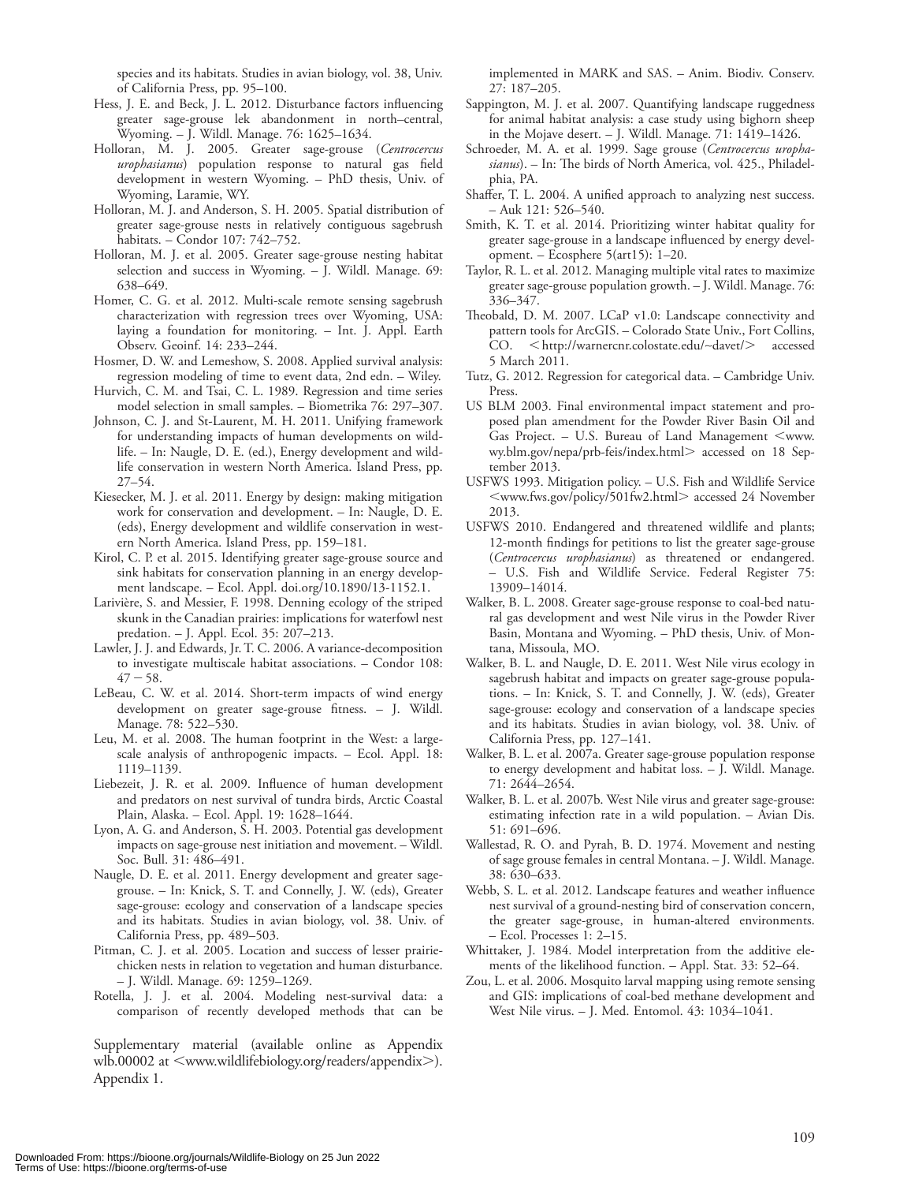species and its habitats. Studies in avian biology, vol. 38, Univ. of California Press, pp. 95–100.

Hess, J. E. and Beck, J. L. 2012. Disturbance factors influencing greater sage-grouse lek abandonment in north–central, Wyoming. – J. Wildl. Manage. 76: 1625–1634.

Holloran, M. J. 2005. Greater sage-grouse (*Centrocercus urophasianus*) population response to natural gas field development in western Wyoming. – PhD thesis, Univ. of Wyoming, Laramie, WY.

Holloran, M. J. and Anderson, S. H. 2005. Spatial distribution of greater sage-grouse nests in relatively contiguous sagebrush habitats. – Condor 107: 742–752.

Holloran, M. J. et al. 2005. Greater sage-grouse nesting habitat selection and success in Wyoming. – J. Wildl. Manage. 69: 638–649.

Homer, C. G. et al. 2012. Multi-scale remote sensing sagebrush characterization with regression trees over Wyoming, USA: laying a foundation for monitoring. – Int. J. Appl. Earth Observ. Geoinf. 14: 233–244.

Hosmer, D. W. and Lemeshow, S. 2008. Applied survival analysis: regression modeling of time to event data, 2nd edn. – Wiley.

Hurvich, C. M. and Tsai, C. L. 1989. Regression and time series model selection in small samples. – Biometrika 76: 297–307.

Johnson, C. J. and St-Laurent, M. H. 2011. Unifying framework for understanding impacts of human developments on wildlife. – In: Naugle, D. E. (ed.), Energy development and wildlife conservation in western North America. Island Press, pp. 27–54.

Kiesecker, M. J. et al. 2011. Energy by design: making mitigation work for conservation and development. – In: Naugle, D. E. (eds), Energy development and wildlife conservation in western North America. Island Press, pp. 159–181.

Kirol, C. P. et al. 2015. Identifying greater sage-grouse source and sink habitats for conservation planning in an energy development landscape. – Ecol. Appl. doi.org/10.1890/13-1152.1.

Larivière, S. and Messier, F. 1998. Denning ecology of the striped skunk in the Canadian prairies: implications for waterfowl nest predation. – J. Appl. Ecol. 35: 207–213.

Lawler, J. J. and Edwards, Jr. T. C. 2006. A variance-decomposition to investigate multiscale habitat associations. – Condor 108: 47 − 58.

LeBeau, C. W. et al. 2014. Short-term impacts of wind energy development on greater sage-grouse fitness. – J. Wildl. Manage. 78: 522–530.

Leu, M. et al. 2008. The human footprint in the West: a large-scale analysis of anthropogenic impacts. – Ecol. Appl. 18: 1119–1139.

Liebezeit, J. R. et al. 2009. Influence of human development and predators on nest survival of tundra birds, Arctic Coastal Plain, Alaska. – Ecol. Appl. 19: 1628–1644.

Lyon, A. G. and Anderson, S. H. 2003. Potential gas development impacts on sage-grouse nest initiation and movement. – Wildl. Soc. Bull. 31: 486–491.

Naugle, D. E. et al. 2011. Energy development and greater sage-grouse. – In: Knick, S. T. and Connelly, J. W. (eds), Greater sage-grouse: ecology and conservation of a landscape species and its habitats. Studies in avian biology, vol. 38. Univ. of California Press, pp. 489–503.

Pitman, C. J. et al. 2005. Location and success of lesser prairie-chicken nests in relation to vegetation and human disturbance. – J. Wildl. Manage. 69: 1259–1269.

Rotella, J. J. et al. 2004. Modeling nest-survival data: a comparison of recently developed methods that can be implemented in MARK and SAS. – Anim. Biodiv. Conserv. 27: 187–205.

Sappington, M. J. et al. 2007. Quantifying landscape ruggedness for animal habitat analysis: a case study using bighorn sheep in the Mojave desert. – J. Wildl. Manage. 71: 1419–1426.

Schroeder, M. A. et al. 1999. Sage grouse (*Centrocercus urophasianus*). – In: The birds of North America, vol. 425., Philadelphia, PA.

Shaffer, T. L. 2004. A unified approach to analyzing nest success. – Auk 121: 526–540.

Smith, K. T. et al. 2014. Prioritizing winter habitat quality for greater sage-grouse in a landscape influenced by energy development. – Ecosphere 5(art15): 1–20.

Taylor, R. L. et al. 2012. Managing multiple vital rates to maximize greater sage-grouse population growth. – J. Wildl. Manage. 76: 336–347.

Theobald, D. M. 2007. LCaP v1.0: Landscape connectivity and pattern tools for ArcGIS. – Colorado State Univ., Fort Collins, CO. <http://warnercnr.colostate.edu/~davet/> accessed 5 March 2011.

Tutz, G. 2012. Regression for categorical data. – Cambridge Univ. Press.

US BLM 2003. Final environmental impact statement and proposed plan amendment for the Powder River Basin Oil and Gas Project. – U.S. Bureau of Land Management <www.wy.blm.gov/nepa/prb-feis/index.html> accessed on 18 September 2013.

USFWS 1993. Mitigation policy. – U.S. Fish and Wildlife Service <www.fws.gov/policy/501fw2.html> accessed 24 November 2013.

USFWS 2010. Endangered and threatened wildlife and plants; 12-month findings for petitions to list the greater sage-grouse (*Centrocercus urophasianus*) as threatened or endangered. – U.S. Fish and Wildlife Service. Federal Register 75: 13909–14014.

Walker, B. L. 2008. Greater sage-grouse response to coal-bed natural gas development and west Nile virus in the Powder River Basin, Montana and Wyoming. – PhD thesis, Univ. of Montana, Missoula, MO.

Walker, B. L. and Naugle, D. E. 2011. West Nile virus ecology in sagebrush habitat and impacts on greater sage-grouse populations. – In: Knick, S. T. and Connelly, J. W. (eds), Greater sage-grouse: ecology and conservation of a landscape species and its habitats. Studies in avian biology, vol. 38. Univ. of California Press, pp. 127–141.

Walker, B. L. et al. 2007a. Greater sage-grouse population response to energy development and habitat loss. – J. Wildl. Manage. 71: 2644–2654.

Walker, B. L. et al. 2007b. West Nile virus and greater sage-grouse: estimating infection rate in a wild population. – Avian Dis. 51: 691–696.

Wallestad, R. O. and Pyrah, B. D. 1974. Movement and nesting of sage grouse females in central Montana. – J. Wildl. Manage. 38: 630–633.

Webb, S. L. et al. 2012. Landscape features and weather influence nest survival of a ground-nesting bird of conservation concern, the greater sage-grouse, in human-altered environments. – Ecol. Processes 1: 2–15.

Whittaker, J. 1984. Model interpretation from the additive elements of the likelihood function. – Appl. Stat. 33: 52–64.

Zou, L. et al. 2006. Mosquito larval mapping using remote sensing and GIS: implications of coal-bed methane development and West Nile virus. – J. Med. Entomol. 43: 1034–1041.

Supplementary material (available online as Appendix wlb.00002 at <www.wildlifebiology.org/readers/appendix>). Appendix 1.